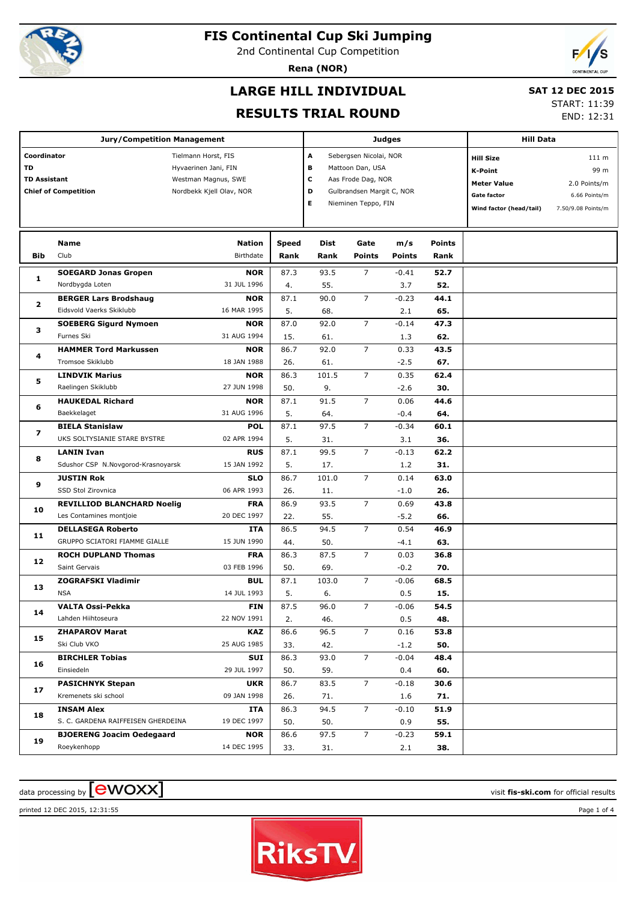# FIS Continental Cup Ski Jumping

2nd Continental Cup Competition

**Rena (NOR)**

## LARGE HILL INDIVIDUAL

## RESULTS TRIAL ROUND

**SAT 12 DEC 2015**

START: 11:39

END: 12:31

| Jury/Competition Management | | Judges | | Hill Data | |
|---|---|---|---|---|---|
| **Coordinator** | Tielmann Horst, FIS | **A** | Sebergsen Nicolai, NOR | **Hill Size** | 111 m |
| **TD** | Hyvaerinen Jani, FIN | **B** | Mattoon Dan, USA | **K-Point** | 99 m |
| **TD Assistant** | Westman Magnus, SWE | **C** | Aas Frode Dag, NOR | **Meter Value** | 2.0 Points/m |
| **Chief of Competition** | Nordbekk Kjell Olav, NOR | **D** | Gulbrandsen Margit C, NOR | **Gate factor** | 6.66 Points/m |
| | | **E** | Nieminen Teppo, FIN | **Wind factor (head/tail)** | 7.50/9.08 Points/m |

| Bib | Name / Club | Nation / Birthdate | Speed / Rank | Dist / Rank | Gate / Points | m/s / Points | Points / Rank |
|---|---|---|---|---|---|---|---|
| 1 | **SOEGARD Jonas Gropen** | **NOR** | 87.3 | 93.5 | 7 | -0.41 | **52.7** |
| | Nordbygda Loten | 31 JUL 1996 | 4. | 55. | | 3.7 | **52.** |
| 2 | **BERGER Lars Brodshaug** | **NOR** | 87.1 | 90.0 | 7 | -0.23 | **44.1** |
| | Eidsvold Vaerks Skiklubb | 16 MAR 1995 | 5. | 68. | | 2.1 | **65.** |
| 3 | **SOEBERG Sigurd Nymoen** | **NOR** | 87.0 | 92.0 | 7 | -0.14 | **47.3** |
| | Furnes Ski | 31 AUG 1994 | 15. | 61. | | 1.3 | **62.** |
| 4 | **HAMMER Tord Markussen** | **NOR** | 86.7 | 92.0 | 7 | 0.33 | **43.5** |
| | Tromsoe Skiklubb | 18 JAN 1988 | 26. | 61. | | -2.5 | **67.** |
| 5 | **LINDVIK Marius** | **NOR** | 86.3 | 101.5 | 7 | 0.35 | **62.4** |
| | Raelingen Skiklubb | 27 JUN 1998 | 50. | 9. | | -2.6 | **30.** |
| 6 | **HAUKEDAL Richard** | **NOR** | 87.1 | 91.5 | 7 | 0.06 | **44.6** |
| | Baekkelaget | 31 AUG 1996 | 5. | 64. | | -0.4 | **64.** |
| 7 | **BIELA Stanislaw** | **POL** | 87.1 | 97.5 | 7 | -0.34 | **60.1** |
| | UKS SOLTYSIANIE STARE BYSTRE | 02 APR 1994 | 5. | 31. | | 3.1 | **36.** |
| 8 | **LANIN Ivan** | **RUS** | 87.1 | 99.5 | 7 | -0.13 | **62.2** |
| | Sdushor CSP N.Novgorod-Krasnoyarsk | 15 JAN 1992 | 5. | 17. | | 1.2 | **31.** |
| 9 | **JUSTIN Rok** | **SLO** | 86.7 | 101.0 | 7 | 0.14 | **63.0** |
| | SSD Stol Zirovnica | 06 APR 1993 | 26. | 11. | | -1.0 | **26.** |
| 10 | **REVILLIOD BLANCHARD Noelig** | **FRA** | 86.9 | 93.5 | 7 | 0.69 | **43.8** |
| | Les Contamines montjoie | 20 DEC 1997 | 22. | 55. | | -5.2 | **66.** |
| 11 | **DELLASEGA Roberto** | **ITA** | 86.5 | 94.5 | 7 | 0.54 | **46.9** |
| | GRUPPO SCIATORI FIAMME GIALLE | 15 JUN 1990 | 44. | 50. | | -4.1 | **63.** |
| 12 | **ROCH DUPLAND Thomas** | **FRA** | 86.3 | 87.5 | 7 | 0.03 | **36.8** |
| | Saint Gervais | 03 FEB 1996 | 50. | 69. | | -0.2 | **70.** |
| 13 | **ZOGRAFSKI Vladimir** | **BUL** | 87.1 | 103.0 | 7 | -0.06 | **68.5** |
| | NSA | 14 JUL 1993 | 5. | 6. | | 0.5 | **15.** |
| 14 | **VALTA Ossi-Pekka** | **FIN** | 87.5 | 96.0 | 7 | -0.06 | **54.5** |
| | Lahden Hiihtoseura | 22 NOV 1991 | 2. | 46. | | 0.5 | **48.** |
| 15 | **ZHAPAROV Marat** | **KAZ** | 86.6 | 96.5 | 7 | 0.16 | **53.8** |
| | Ski Club VKO | 25 AUG 1985 | 33. | 42. | | -1.2 | **50.** |
| 16 | **BIRCHLER Tobias** | **SUI** | 86.3 | 93.0 | 7 | -0.04 | **48.4** |
| | Einsiedeln | 29 JUL 1997 | 50. | 59. | | 0.4 | **60.** |
| 17 | **PASICHNYK Stepan** | **UKR** | 86.7 | 83.5 | 7 | -0.18 | **30.6** |
| | Kremenets ski school | 09 JAN 1998 | 26. | 71. | | 1.6 | **71.** |
| 18 | **INSAM Alex** | **ITA** | 86.3 | 94.5 | 7 | -0.10 | **51.9** |
| | S. C. GARDENA RAIFFEISEN GHERDEINA | 19 DEC 1997 | 50. | 50. | | 0.9 | **55.** |
| 19 | **BJOERENG Joacim Oedegaard** | **NOR** | 86.6 | 97.5 | 7 | -0.23 | **59.1** |
| | Roeykenhopp | 14 DEC 1995 | 33. | 31. | | 2.1 | **38.** |

data processing by ewoxx — visit fis-ski.com for official results

printed 12 DEC 2015, 12:31:55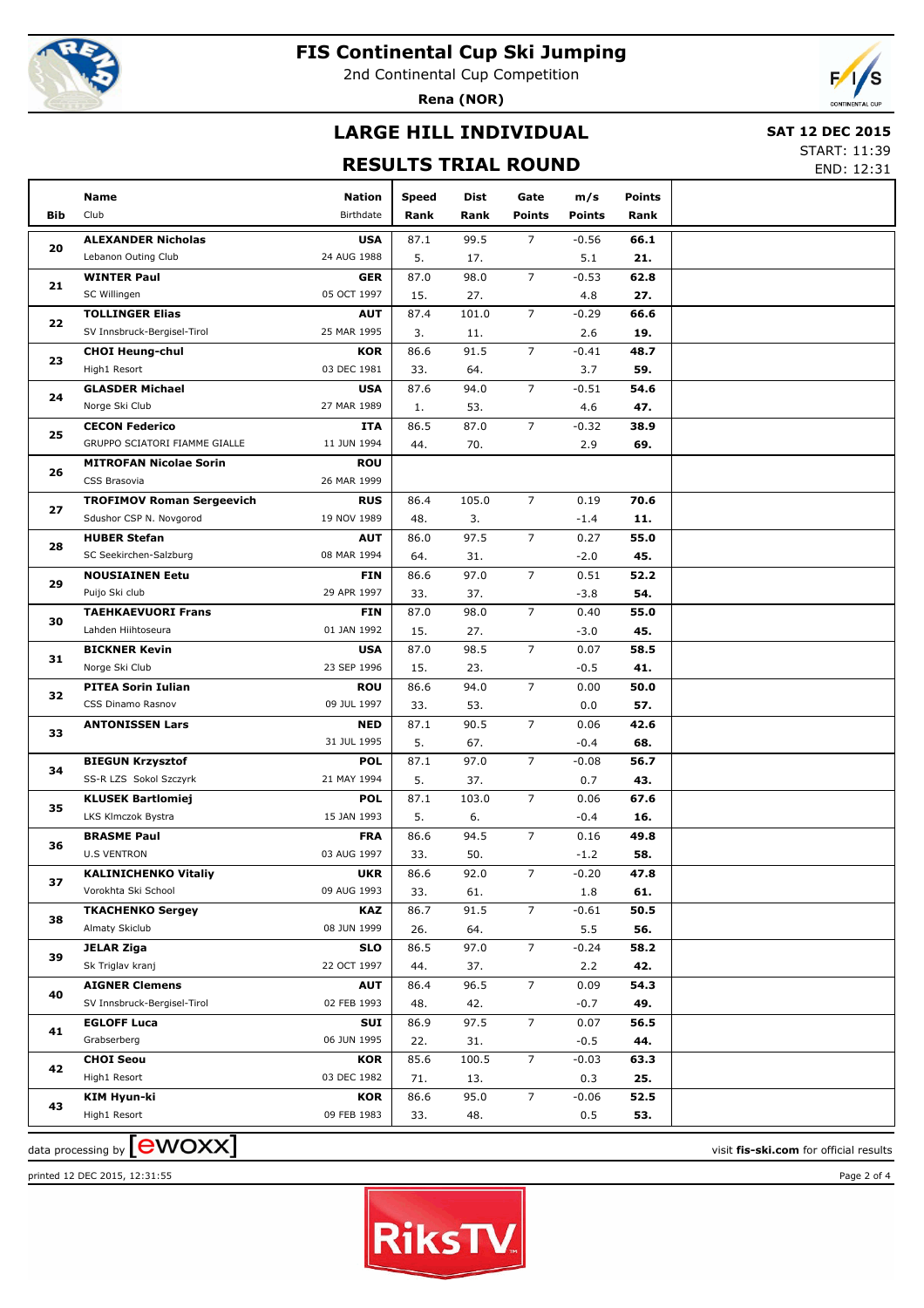# FIS Continental Cup Ski Jumping

2nd Continental Cup Competition

**Rena (NOR)**

## LARGE HILL INDIVIDUAL

## RESULTS TRIAL ROUND

**SAT 12 DEC 2015**

START: 11:39
END: 12:31

| Bib | Name / Club | Nation / Birthdate | Speed / Rank | Dist / Rank | Gate / Points | m/s / Points | Points / Rank |
|---|---|---|---|---|---|---|---|
| 20 | **ALEXANDER Nicholas**<br>Lebanon Outing Club | **USA**<br>24 AUG 1988 | 87.1<br>5. | 99.5<br>17. | 7 | -0.56<br>5.1 | **66.1**<br>**21.** |
| 21 | **WINTER Paul**<br>SC Willingen | **GER**<br>05 OCT 1997 | 87.0<br>15. | 98.0<br>27. | 7 | -0.53<br>4.8 | **62.8**<br>**27.** |
| 22 | **TOLLINGER Elias**<br>SV Innsbruck-Bergisel-Tirol | **AUT**<br>25 MAR 1995 | 87.4<br>3. | 101.0<br>11. | 7 | -0.29<br>2.6 | **66.6**<br>**19.** |
| 23 | **CHOI Heung-chul**<br>High1 Resort | **KOR**<br>03 DEC 1981 | 86.6<br>33. | 91.5<br>64. | 7 | -0.41<br>3.7 | **48.7**<br>**59.** |
| 24 | **GLASDER Michael**<br>Norge Ski Club | **USA**<br>27 MAR 1989 | 87.6<br>1. | 94.0<br>53. | 7 | -0.51<br>4.6 | **54.6**<br>**47.** |
| 25 | **CECON Federico**<br>GRUPPO SCIATORI FIAMME GIALLE | **ITA**<br>11 JUN 1994 | 86.5<br>44. | 87.0<br>70. | 7 | -0.32<br>2.9 | **38.9**<br>**69.** |
| 26 | **MITROFAN Nicolae Sorin**<br>CSS Brasovia | **ROU**<br>26 MAR 1999 | | | | | |
| 27 | **TROFIMOV Roman Sergeevich**<br>Sdushor CSP N. Novgorod | **RUS**<br>19 NOV 1989 | 86.4<br>48. | 105.0<br>3. | 7 | 0.19<br>-1.4 | **70.6**<br>**11.** |
| 28 | **HUBER Stefan**<br>SC Seekirchen-Salzburg | **AUT**<br>08 MAR 1994 | 86.0<br>64. | 97.5<br>31. | 7 | 0.27<br>-2.0 | **55.0**<br>**45.** |
| 29 | **NOUSIAINEN Eetu**<br>Puijo Ski club | **FIN**<br>29 APR 1997 | 86.6<br>33. | 97.0<br>37. | 7 | 0.51<br>-3.8 | **52.2**<br>**54.** |
| 30 | **TAEHKAEVUORI Frans**<br>Lahden Hiihtoseura | **FIN**<br>01 JAN 1992 | 87.0<br>15. | 98.0<br>27. | 7 | 0.40<br>-3.0 | **55.0**<br>**45.** |
| 31 | **BICKNER Kevin**<br>Norge Ski Club | **USA**<br>23 SEP 1996 | 87.0<br>15. | 98.5<br>23. | 7 | 0.07<br>-0.5 | **58.5**<br>**41.** |
| 32 | **PITEA Sorin Iulian**<br>CSS Dinamo Rasnov | **ROU**<br>09 JUL 1997 | 86.6<br>33. | 94.0<br>53. | 7 | 0.00<br>0.0 | **50.0**<br>**57.** |
| 33 | **ANTONISSEN Lars** | **NED**<br>31 JUL 1995 | 87.1<br>5. | 90.5<br>67. | 7 | 0.06<br>-0.4 | **42.6**<br>**68.** |
| 34 | **BIEGUN Krzysztof**<br>SS-R LZS Sokol Szczyrk | **POL**<br>21 MAY 1994 | 87.1<br>5. | 97.0<br>37. | 7 | -0.08<br>0.7 | **56.7**<br>**43.** |
| 35 | **KLUSEK Bartlomiej**<br>LKS Klmczok Bystra | **POL**<br>15 JAN 1993 | 87.1<br>5. | 103.0<br>6. | 7 | 0.06<br>-0.4 | **67.6**<br>**16.** |
| 36 | **BRASME Paul**<br>U.S VENTRON | **FRA**<br>03 AUG 1997 | 86.6<br>33. | 94.5<br>50. | 7 | 0.16<br>-1.2 | **49.8**<br>**58.** |
| 37 | **KALINICHENKO Vitaliy**<br>Vorokhta Ski School | **UKR**<br>09 AUG 1993 | 86.6<br>33. | 92.0<br>61. | 7 | -0.20<br>1.8 | **47.8**<br>**61.** |
| 38 | **TKACHENKO Sergey**<br>Almaty Skiclub | **KAZ**<br>08 JUN 1999 | 86.7<br>26. | 91.5<br>64. | 7 | -0.61<br>5.5 | **50.5**<br>**56.** |
| 39 | **JELAR Ziga**<br>Sk Triglav kranj | **SLO**<br>22 OCT 1997 | 86.5<br>44. | 97.0<br>37. | 7 | -0.24<br>2.2 | **58.2**<br>**42.** |
| 40 | **AIGNER Clemens**<br>SV Innsbruck-Bergisel-Tirol | **AUT**<br>02 FEB 1993 | 86.4<br>48. | 96.5<br>42. | 7 | 0.09<br>-0.7 | **54.3**<br>**49.** |
| 41 | **EGLOFF Luca**<br>Grabserberg | **SUI**<br>06 JUN 1995 | 86.9<br>22. | 97.5<br>31. | 7 | 0.07<br>-0.5 | **56.5**<br>**44.** |
| 42 | **CHOI Seou**<br>High1 Resort | **KOR**<br>03 DEC 1982 | 85.6<br>71. | 100.5<br>13. | 7 | -0.03<br>0.3 | **63.3**<br>**25.** |
| 43 | **KIM Hyun-ki**<br>High1 Resort | **KOR**<br>09 FEB 1983 | 86.6<br>33. | 95.0<br>48. | 7 | -0.06<br>0.5 | **52.5**<br>**53.** |

data processing by [ewoxx]

visit **fis-ski.com** for official results

printed 12 DEC 2015, 12:31:55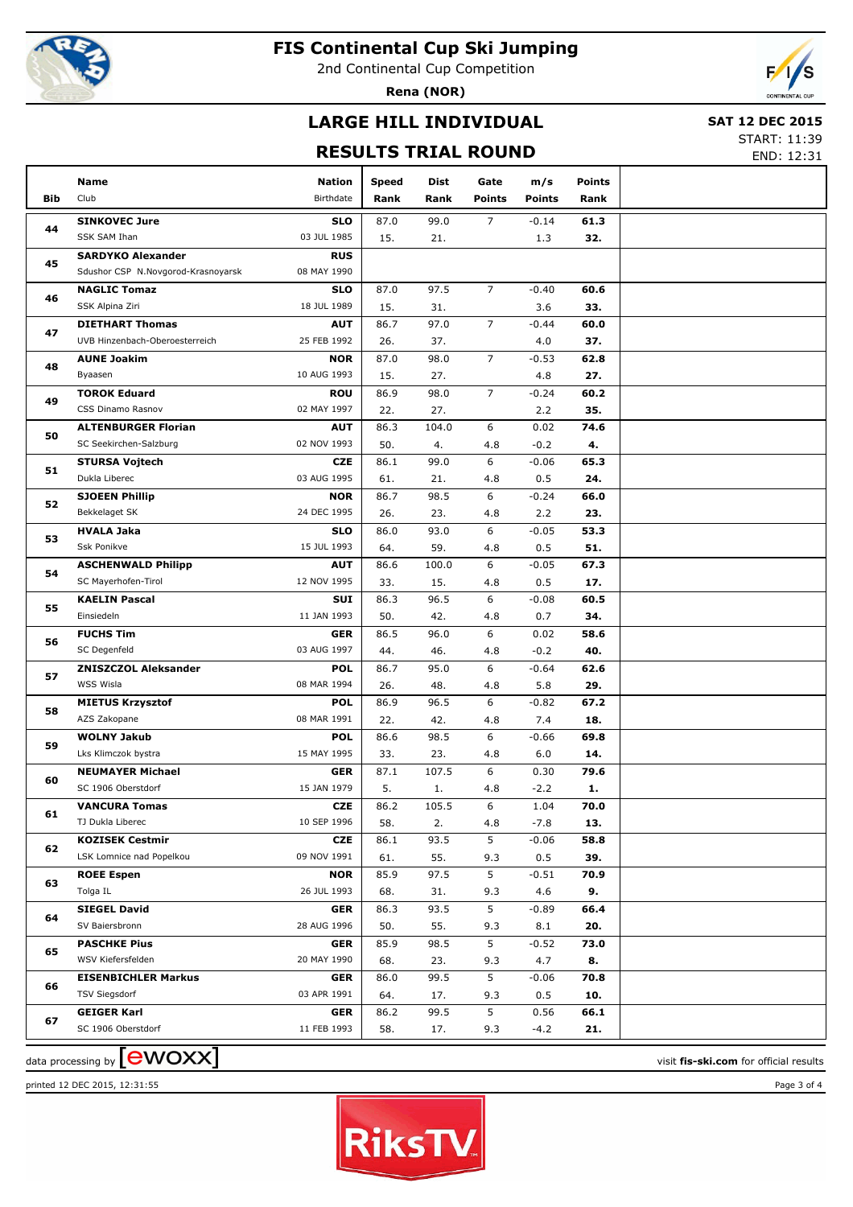# FIS Continental Cup Ski Jumping

2nd Continental Cup Competition

**Rena (NOR)**

## LARGE HILL INDIVIDUAL

## RESULTS TRIAL ROUND

**SAT 12 DEC 2015**

START: 11:39

END: 12:31

| Bib | Name / Club | Nation / Birthdate | Speed / Rank | Dist / Rank | Gate / Points | m/s / Points | Points / Rank |
|---|---|---|---|---|---|---|---|
| 44 | **SINKOVEC Jure** | **SLO** | 87.0 | 99.0 | 7 | -0.14 | **61.3** |
| | SSK SAM Ihan | 03 JUL 1985 | 15. | 21. | | 1.3 | **32.** |
| 45 | **SARDYKO Alexander** | **RUS** | | | | | |
| | Sdushor CSP N.Novgorod-Krasnoyarsk | 08 MAY 1990 | | | | | |
| 46 | **NAGLIC Tomaz** | **SLO** | 87.0 | 97.5 | 7 | -0.40 | **60.6** |
| | SSK Alpina Ziri | 18 JUL 1989 | 15. | 31. | | 3.6 | **33.** |
| 47 | **DIETHART Thomas** | **AUT** | 86.7 | 97.0 | 7 | -0.44 | **60.0** |
| | UVB Hinzenbach-Oberoesterreich | 25 FEB 1992 | 26. | 37. | | 4.0 | **37.** |
| 48 | **AUNE Joakim** | **NOR** | 87.0 | 98.0 | 7 | -0.53 | **62.8** |
| | Byaasen | 10 AUG 1993 | 15. | 27. | | 4.8 | **27.** |
| 49 | **TOROK Eduard** | **ROU** | 86.9 | 98.0 | 7 | -0.24 | **60.2** |
| | CSS Dinamo Rasnov | 02 MAY 1997 | 22. | 27. | | 2.2 | **35.** |
| 50 | **ALTENBURGER Florian** | **AUT** | 86.3 | 104.0 | 6 | 0.02 | **74.6** |
| | SC Seekirchen-Salzburg | 02 NOV 1993 | 50. | 4. | 4.8 | -0.2 | **4.** |
| 51 | **STURSA Vojtech** | **CZE** | 86.1 | 99.0 | 6 | -0.06 | **65.3** |
| | Dukla Liberec | 03 AUG 1995 | 61. | 21. | 4.8 | 0.5 | **24.** |
| 52 | **SJOEEN Phillip** | **NOR** | 86.7 | 98.5 | 6 | -0.24 | **66.0** |
| | Bekkelaget SK | 24 DEC 1995 | 26. | 23. | 4.8 | 2.2 | **23.** |
| 53 | **HVALA Jaka** | **SLO** | 86.0 | 93.0 | 6 | -0.05 | **53.3** |
| | Ssk Ponikve | 15 JUL 1993 | 64. | 59. | 4.8 | 0.5 | **51.** |
| 54 | **ASCHENWALD Philipp** | **AUT** | 86.6 | 100.0 | 6 | -0.05 | **67.3** |
| | SC Mayerhofen-Tirol | 12 NOV 1995 | 33. | 15. | 4.8 | 0.5 | **17.** |
| 55 | **KAELIN Pascal** | **SUI** | 86.3 | 96.5 | 6 | -0.08 | **60.5** |
| | Einsiedeln | 11 JAN 1993 | 50. | 42. | 4.8 | 0.7 | **34.** |
| 56 | **FUCHS Tim** | **GER** | 86.5 | 96.0 | 6 | 0.02 | **58.6** |
| | SC Degenfeld | 03 AUG 1997 | 44. | 46. | 4.8 | -0.2 | **40.** |
| 57 | **ZNISZCZOL Aleksander** | **POL** | 86.7 | 95.0 | 6 | -0.64 | **62.6** |
| | WSS Wisla | 08 MAR 1994 | 26. | 48. | 4.8 | 5.8 | **29.** |
| 58 | **MIETUS Krzysztof** | **POL** | 86.9 | 96.5 | 6 | -0.82 | **67.2** |
| | AZS Zakopane | 08 MAR 1991 | 22. | 42. | 4.8 | 7.4 | **18.** |
| 59 | **WOLNY Jakub** | **POL** | 86.6 | 98.5 | 6 | -0.66 | **69.8** |
| | Lks Klimczok bystra | 15 MAY 1995 | 33. | 23. | 4.8 | 6.0 | **14.** |
| 60 | **NEUMAYER Michael** | **GER** | 87.1 | 107.5 | 6 | 0.30 | **79.6** |
| | SC 1906 Oberstdorf | 15 JAN 1979 | 5. | 1. | 4.8 | -2.2 | **1.** |
| 61 | **VANCURA Tomas** | **CZE** | 86.2 | 105.5 | 6 | 1.04 | **70.0** |
| | TJ Dukla Liberec | 10 SEP 1996 | 58. | 2. | 4.8 | -7.8 | **13.** |
| 62 | **KOZISEK Cestmir** | **CZE** | 86.1 | 93.5 | 5 | -0.06 | **58.8** |
| | LSK Lomnice nad Popelkou | 09 NOV 1991 | 61. | 55. | 9.3 | 0.5 | **39.** |
| 63 | **ROEE Espen** | **NOR** | 85.9 | 97.5 | 5 | -0.51 | **70.9** |
| | Tolga IL | 26 JUL 1993 | 68. | 31. | 9.3 | 4.6 | **9.** |
| 64 | **SIEGEL David** | **GER** | 86.3 | 93.5 | 5 | -0.89 | **66.4** |
| | SV Baiersbronn | 28 AUG 1996 | 50. | 55. | 9.3 | 8.1 | **20.** |
| 65 | **PASCHKE Pius** | **GER** | 85.9 | 98.5 | 5 | -0.52 | **73.0** |
| | WSV Kiefersfelden | 20 MAY 1990 | 68. | 23. | 9.3 | 4.7 | **8.** |
| 66 | **EISENBICHLER Markus** | **GER** | 86.0 | 99.5 | 5 | -0.06 | **70.8** |
| | TSV Siegsdorf | 03 APR 1991 | 64. | 17. | 9.3 | 0.5 | **10.** |
| 67 | **GEIGER Karl** | **GER** | 86.2 | 99.5 | 5 | 0.56 | **66.1** |
| | SC 1906 Oberstdorf | 11 FEB 1993 | 58. | 17. | 9.3 | -4.2 | **21.** |

data processing by ewoxx — visit **fis-ski.com** for official results

printed 12 DEC 2015, 12:31:55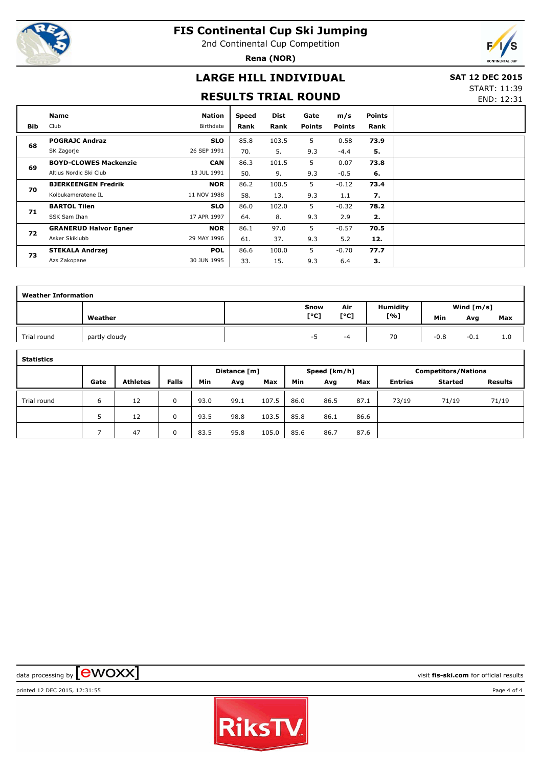# FIS Continental Cup Ski Jumping

2nd Continental Cup Competition

**Rena (NOR)**

## LARGE HILL INDIVIDUAL

## RESULTS TRIAL ROUND

**SAT 12 DEC 2015**
START: 11:39
END: 12:31

| Bib | Name / Club | Nation / Birthdate | Speed / Rank | Dist / Rank | Gate / Points | m/s / Points | Points / Rank |
|---|---|---|---|---|---|---|---|
| 68 | **POGRAJC Andraz** | **SLO** | 85.8 | 103.5 | 5 | 0.58 | **73.9** |
| | SK Zagorje | 26 SEP 1991 | 70. | 5. | 9.3 | -4.4 | **5.** |
| 69 | **BOYD-CLOWES Mackenzie** | **CAN** | 86.3 | 101.5 | 5 | 0.07 | **73.8** |
| | Altius Nordic Ski Club | 13 JUL 1991 | 50. | 9. | 9.3 | -0.5 | **6.** |
| 70 | **BJERKEENGEN Fredrik** | **NOR** | 86.2 | 100.5 | 5 | -0.12 | **73.4** |
| | Kolbukameratene IL | 11 NOV 1988 | 58. | 13. | 9.3 | 1.1 | **7.** |
| 71 | **BARTOL Tilen** | **SLO** | 86.0 | 102.0 | 5 | -0.32 | **78.2** |
| | SSK Sam Ihan | 17 APR 1997 | 64. | 8. | 9.3 | 2.9 | **2.** |
| 72 | **GRANERUD Halvor Egner** | **NOR** | 86.1 | 97.0 | 5 | -0.57 | **70.5** |
| | Asker Skiklubb | 29 MAY 1996 | 61. | 37. | 9.3 | 5.2 | **12.** |
| 73 | **STEKALA Andrzej** | **POL** | 86.6 | 100.0 | 5 | -0.70 | **77.7** |
| | Azs Zakopane | 30 JUN 1995 | 33. | 15. | 9.3 | 6.4 | **3.** |

**Weather Information**

| | Weather | Snow [°C] | Air [°C] | Humidity [%] | Wind [m/s] Min | Avg | Max |
|---|---|---|---|---|---|---|---|
| Trial round | partly cloudy | -5 | -4 | 70 | -0.8 | -0.1 | 1.0 |

**Statistics**

| | Gate | Athletes | Falls | Distance [m] Min | Avg | Max | Speed [km/h] Min | Avg | Max | Competitors/Nations Entries | Started | Results |
|---|---|---|---|---|---|---|---|---|---|---|---|---|
| Trial round | 6 | 12 | 0 | 93.0 | 99.1 | 107.5 | 86.0 | 86.5 | 87.1 | 73/19 | 71/19 | 71/19 |
| | 5 | 12 | 0 | 93.5 | 98.8 | 103.5 | 85.8 | 86.1 | 86.6 | | | |
| | 7 | 47 | 0 | 83.5 | 95.8 | 105.0 | 85.6 | 86.7 | 87.6 | | | |

data processing by ewoxx

visit **fis-ski.com** for official results

printed 12 DEC 2015, 12:31:55